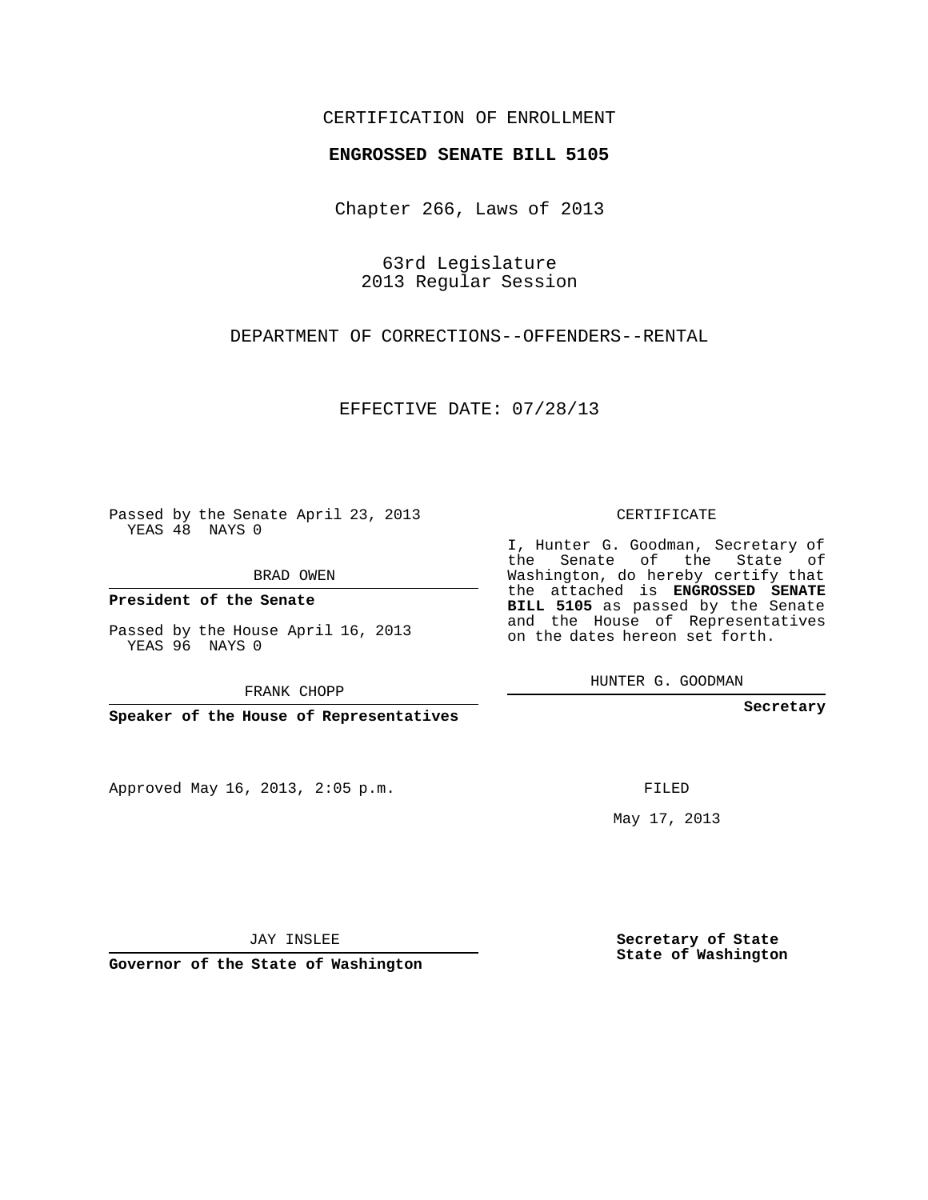CERTIFICATION OF ENROLLMENT

**ENGROSSED SENATE BILL 5105**

Chapter 266, Laws of 2013

63rd Legislature
2013 Regular Session

DEPARTMENT OF CORRECTIONS--OFFENDERS--RENTAL

EFFECTIVE DATE: 07/28/13

Passed by the Senate April 23, 2013
YEAS 48 NAYS 0

BRAD OWEN

**President of the Senate**

Passed by the House April 16, 2013
YEAS 96 NAYS 0

FRANK CHOPP

**Speaker of the House of Representatives**

Approved May 16, 2013, 2:05 p.m.

JAY INSLEE

**Governor of the State of Washington**

CERTIFICATE

I, Hunter G. Goodman, Secretary of the Senate of the State of Washington, do hereby certify that the attached is **ENGROSSED SENATE BILL 5105** as passed by the Senate and the House of Representatives on the dates hereon set forth.

HUNTER G. GOODMAN

**Secretary**

FILED

May 17, 2013

**Secretary of State**
**State of Washington**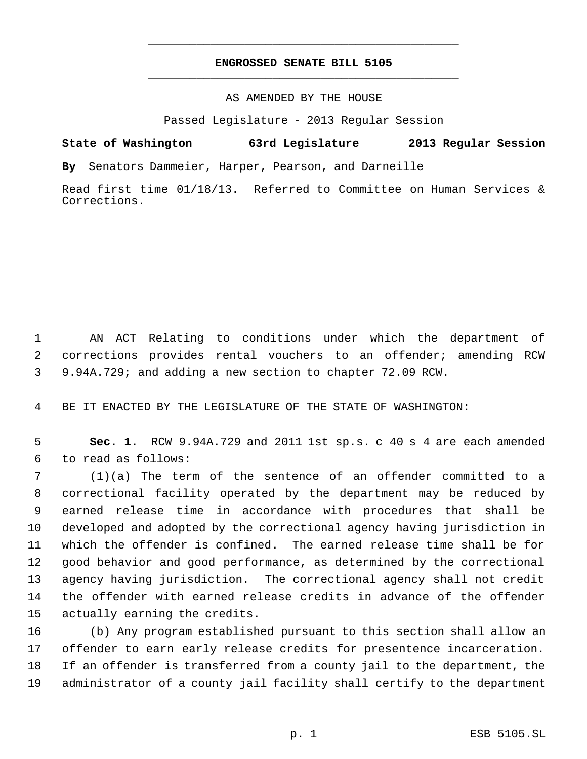# ENGROSSED SENATE BILL 5105

AS AMENDED BY THE HOUSE

Passed Legislature - 2013 Regular Session

**State of Washington 63rd Legislature 2013 Regular Session**

**By** Senators Dammeier, Harper, Pearson, and Darneille

Read first time 01/18/13. Referred to Committee on Human Services & Corrections.

AN ACT Relating to conditions under which the department of corrections provides rental vouchers to an offender; amending RCW 9.94A.729; and adding a new section to chapter 72.09 RCW.

BE IT ENACTED BY THE LEGISLATURE OF THE STATE OF WASHINGTON:

**Sec. 1.** RCW 9.94A.729 and 2011 1st sp.s. c 40 s 4 are each amended to read as follows:

(1)(a) The term of the sentence of an offender committed to a correctional facility operated by the department may be reduced by earned release time in accordance with procedures that shall be developed and adopted by the correctional agency having jurisdiction in which the offender is confined. The earned release time shall be for good behavior and good performance, as determined by the correctional agency having jurisdiction. The correctional agency shall not credit the offender with earned release credits in advance of the offender actually earning the credits.

(b) Any program established pursuant to this section shall allow an offender to earn early release credits for presentence incarceration. If an offender is transferred from a county jail to the department, the administrator of a county jail facility shall certify to the department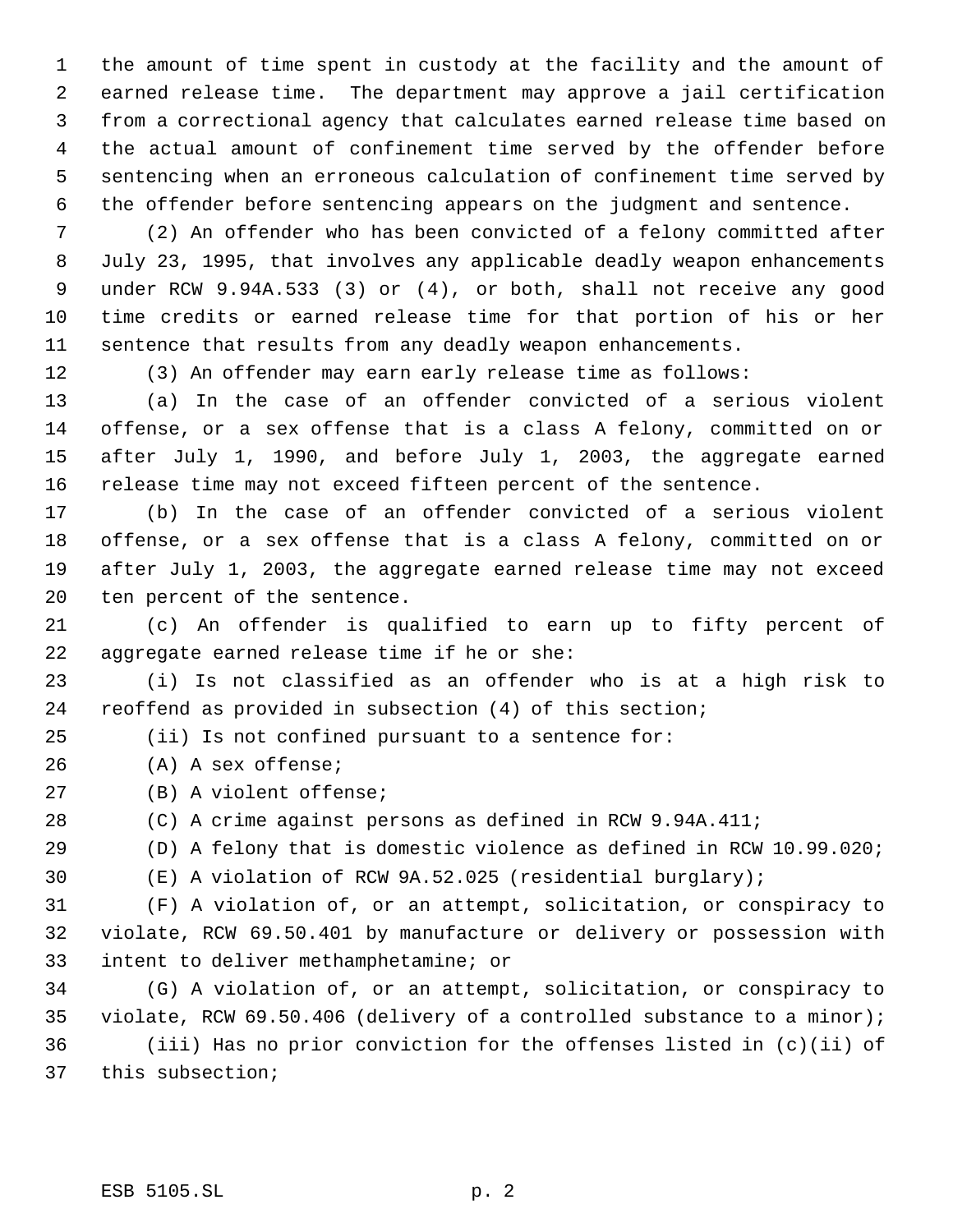the amount of time spent in custody at the facility and the amount of earned release time. The department may approve a jail certification from a correctional agency that calculates earned release time based on the actual amount of confinement time served by the offender before sentencing when an erroneous calculation of confinement time served by the offender before sentencing appears on the judgment and sentence.

(2) An offender who has been convicted of a felony committed after July 23, 1995, that involves any applicable deadly weapon enhancements under RCW 9.94A.533 (3) or (4), or both, shall not receive any good time credits or earned release time for that portion of his or her sentence that results from any deadly weapon enhancements.

(3) An offender may earn early release time as follows:

(a) In the case of an offender convicted of a serious violent offense, or a sex offense that is a class A felony, committed on or after July 1, 1990, and before July 1, 2003, the aggregate earned release time may not exceed fifteen percent of the sentence.

(b) In the case of an offender convicted of a serious violent offense, or a sex offense that is a class A felony, committed on or after July 1, 2003, the aggregate earned release time may not exceed ten percent of the sentence.

(c) An offender is qualified to earn up to fifty percent of aggregate earned release time if he or she:

(i) Is not classified as an offender who is at a high risk to reoffend as provided in subsection (4) of this section;

(ii) Is not confined pursuant to a sentence for:

(A) A sex offense;

(B) A violent offense;

(C) A crime against persons as defined in RCW 9.94A.411;

(D) A felony that is domestic violence as defined in RCW 10.99.020;

(E) A violation of RCW 9A.52.025 (residential burglary);

(F) A violation of, or an attempt, solicitation, or conspiracy to violate, RCW 69.50.401 by manufacture or delivery or possession with intent to deliver methamphetamine; or

(G) A violation of, or an attempt, solicitation, or conspiracy to violate, RCW 69.50.406 (delivery of a controlled substance to a minor);

(iii) Has no prior conviction for the offenses listed in (c)(ii) of this subsection;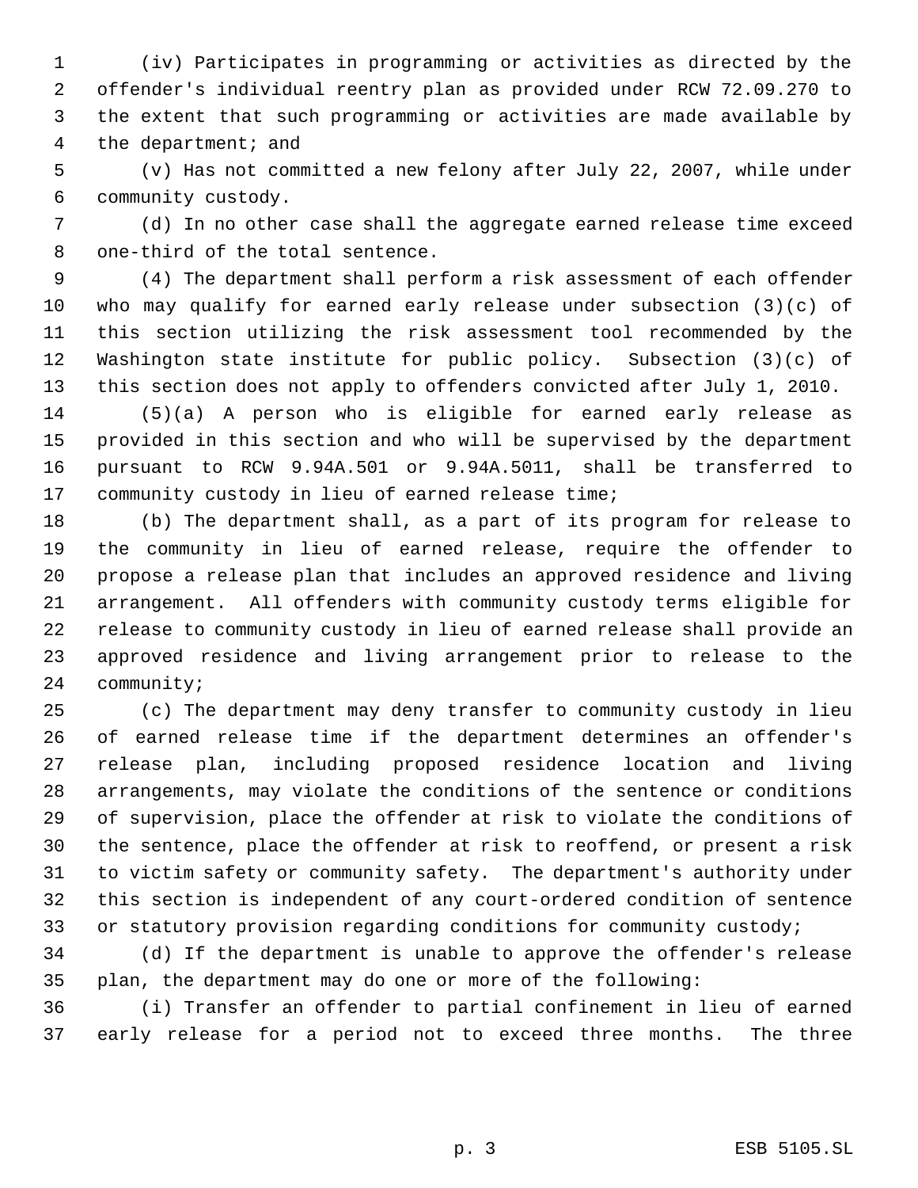(iv) Participates in programming or activities as directed by the offender's individual reentry plan as provided under RCW 72.09.270 to the extent that such programming or activities are made available by the department; and

(v) Has not committed a new felony after July 22, 2007, while under community custody.

(d) In no other case shall the aggregate earned release time exceed one-third of the total sentence.

(4) The department shall perform a risk assessment of each offender who may qualify for earned early release under subsection (3)(c) of this section utilizing the risk assessment tool recommended by the Washington state institute for public policy. Subsection (3)(c) of this section does not apply to offenders convicted after July 1, 2010.

(5)(a) A person who is eligible for earned early release as provided in this section and who will be supervised by the department pursuant to RCW 9.94A.501 or 9.94A.5011, shall be transferred to community custody in lieu of earned release time;

(b) The department shall, as a part of its program for release to the community in lieu of earned release, require the offender to propose a release plan that includes an approved residence and living arrangement. All offenders with community custody terms eligible for release to community custody in lieu of earned release shall provide an approved residence and living arrangement prior to release to the community;

(c) The department may deny transfer to community custody in lieu of earned release time if the department determines an offender's release plan, including proposed residence location and living arrangements, may violate the conditions of the sentence or conditions of supervision, place the offender at risk to violate the conditions of the sentence, place the offender at risk to reoffend, or present a risk to victim safety or community safety. The department's authority under this section is independent of any court-ordered condition of sentence or statutory provision regarding conditions for community custody;

(d) If the department is unable to approve the offender's release plan, the department may do one or more of the following:

(i) Transfer an offender to partial confinement in lieu of earned early release for a period not to exceed three months. The three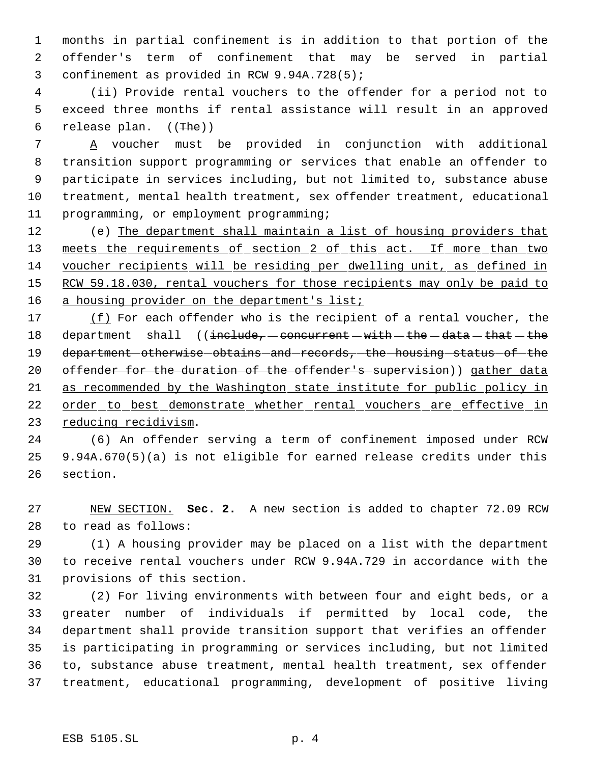months in partial confinement is in addition to that portion of the offender's term of confinement that may be served in partial confinement as provided in RCW 9.94A.728(5);

(ii) Provide rental vouchers to the offender for a period not to exceed three months if rental assistance will result in an approved release plan. ((~~The~~))

A voucher must be provided in conjunction with additional transition support programming or services that enable an offender to participate in services including, but not limited to, substance abuse treatment, mental health treatment, sex offender treatment, educational programming, or employment programming;

(e) The department shall maintain a list of housing providers that meets the requirements of section 2 of this act. If more than two voucher recipients will be residing per dwelling unit, as defined in RCW 59.18.030, rental vouchers for those recipients may only be paid to a housing provider on the department's list;

(f) For each offender who is the recipient of a rental voucher, the department shall ((~~include, concurrent with the data that the department otherwise obtains and records, the housing status of the offender for the duration of the offender's supervision~~)) gather data as recommended by the Washington state institute for public policy in order to best demonstrate whether rental vouchers are effective in reducing recidivism.

(6) An offender serving a term of confinement imposed under RCW 9.94A.670(5)(a) is not eligible for earned release credits under this section.

NEW SECTION. **Sec. 2.** A new section is added to chapter 72.09 RCW to read as follows:

(1) A housing provider may be placed on a list with the department to receive rental vouchers under RCW 9.94A.729 in accordance with the provisions of this section.

(2) For living environments with between four and eight beds, or a greater number of individuals if permitted by local code, the department shall provide transition support that verifies an offender is participating in programming or services including, but not limited to, substance abuse treatment, mental health treatment, sex offender treatment, educational programming, development of positive living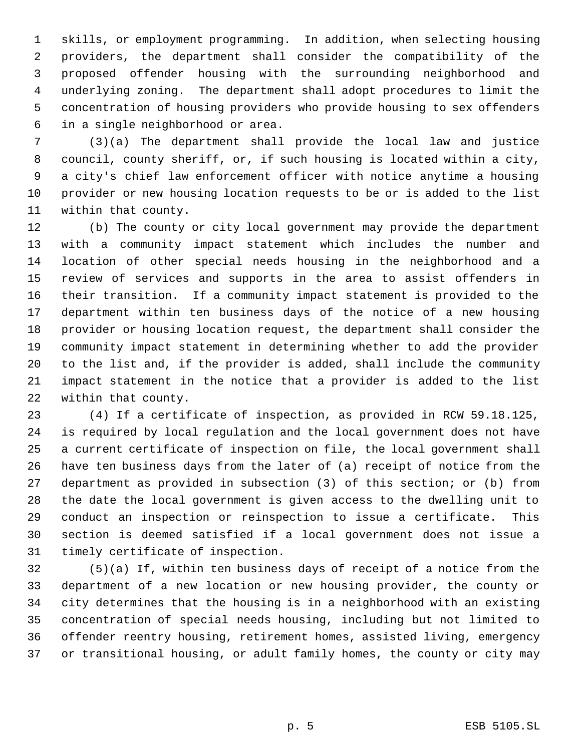skills, or employment programming. In addition, when selecting housing providers, the department shall consider the compatibility of the proposed offender housing with the surrounding neighborhood and underlying zoning. The department shall adopt procedures to limit the concentration of housing providers who provide housing to sex offenders in a single neighborhood or area.

(3)(a) The department shall provide the local law and justice council, county sheriff, or, if such housing is located within a city, a city's chief law enforcement officer with notice anytime a housing provider or new housing location requests to be or is added to the list within that county.

(b) The county or city local government may provide the department with a community impact statement which includes the number and location of other special needs housing in the neighborhood and a review of services and supports in the area to assist offenders in their transition. If a community impact statement is provided to the department within ten business days of the notice of a new housing provider or housing location request, the department shall consider the community impact statement in determining whether to add the provider to the list and, if the provider is added, shall include the community impact statement in the notice that a provider is added to the list within that county.

(4) If a certificate of inspection, as provided in RCW 59.18.125, is required by local regulation and the local government does not have a current certificate of inspection on file, the local government shall have ten business days from the later of (a) receipt of notice from the department as provided in subsection (3) of this section; or (b) from the date the local government is given access to the dwelling unit to conduct an inspection or reinspection to issue a certificate. This section is deemed satisfied if a local government does not issue a timely certificate of inspection.

(5)(a) If, within ten business days of receipt of a notice from the department of a new location or new housing provider, the county or city determines that the housing is in a neighborhood with an existing concentration of special needs housing, including but not limited to offender reentry housing, retirement homes, assisted living, emergency or transitional housing, or adult family homes, the county or city may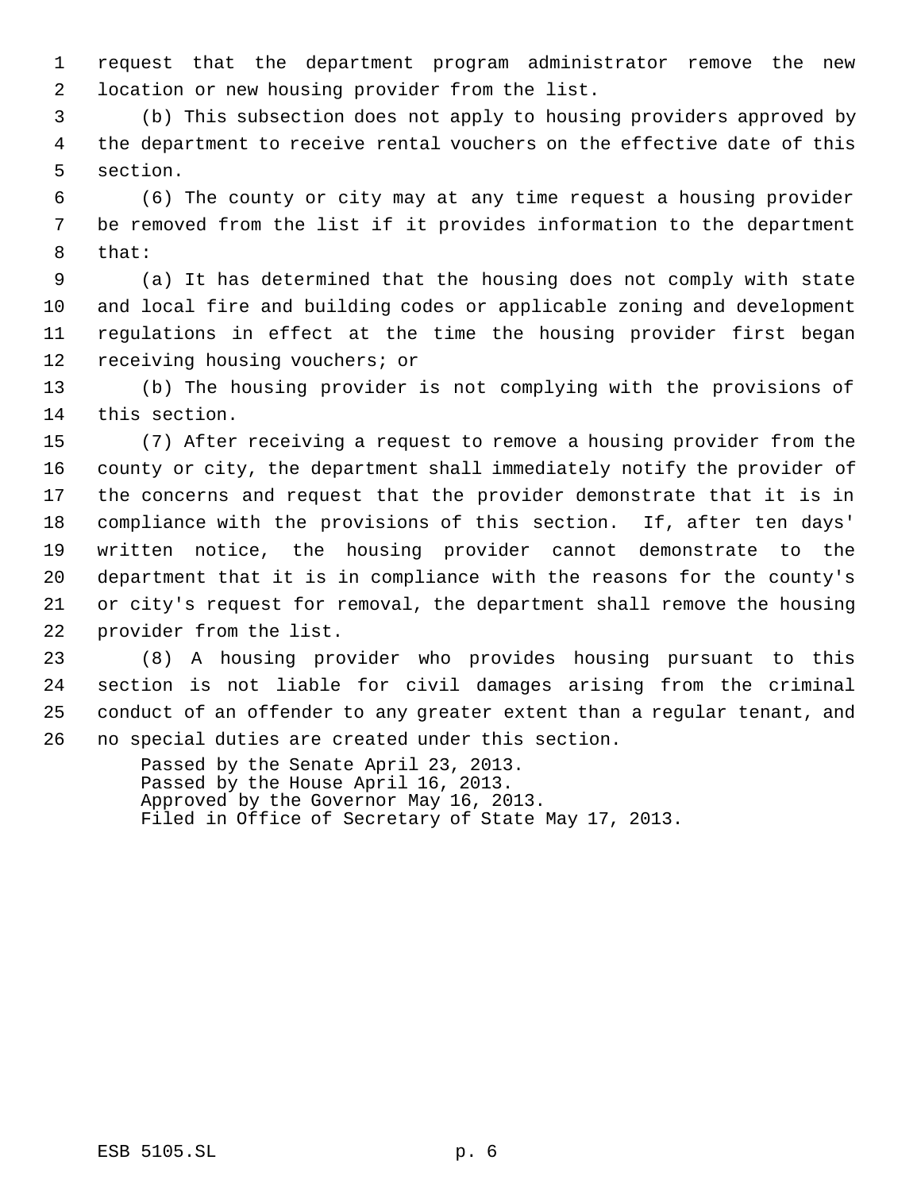request that the department program administrator remove the new location or new housing provider from the list.

(b) This subsection does not apply to housing providers approved by the department to receive rental vouchers on the effective date of this section.

(6) The county or city may at any time request a housing provider be removed from the list if it provides information to the department that:

(a) It has determined that the housing does not comply with state and local fire and building codes or applicable zoning and development regulations in effect at the time the housing provider first began receiving housing vouchers; or

(b) The housing provider is not complying with the provisions of this section.

(7) After receiving a request to remove a housing provider from the county or city, the department shall immediately notify the provider of the concerns and request that the provider demonstrate that it is in compliance with the provisions of this section. If, after ten days' written notice, the housing provider cannot demonstrate to the department that it is in compliance with the reasons for the county's or city's request for removal, the department shall remove the housing provider from the list.

(8) A housing provider who provides housing pursuant to this section is not liable for civil damages arising from the criminal conduct of an offender to any greater extent than a regular tenant, and no special duties are created under this section.

Passed by the Senate April 23, 2013.
Passed by the House April 16, 2013.
Approved by the Governor May 16, 2013.
Filed in Office of Secretary of State May 17, 2013.